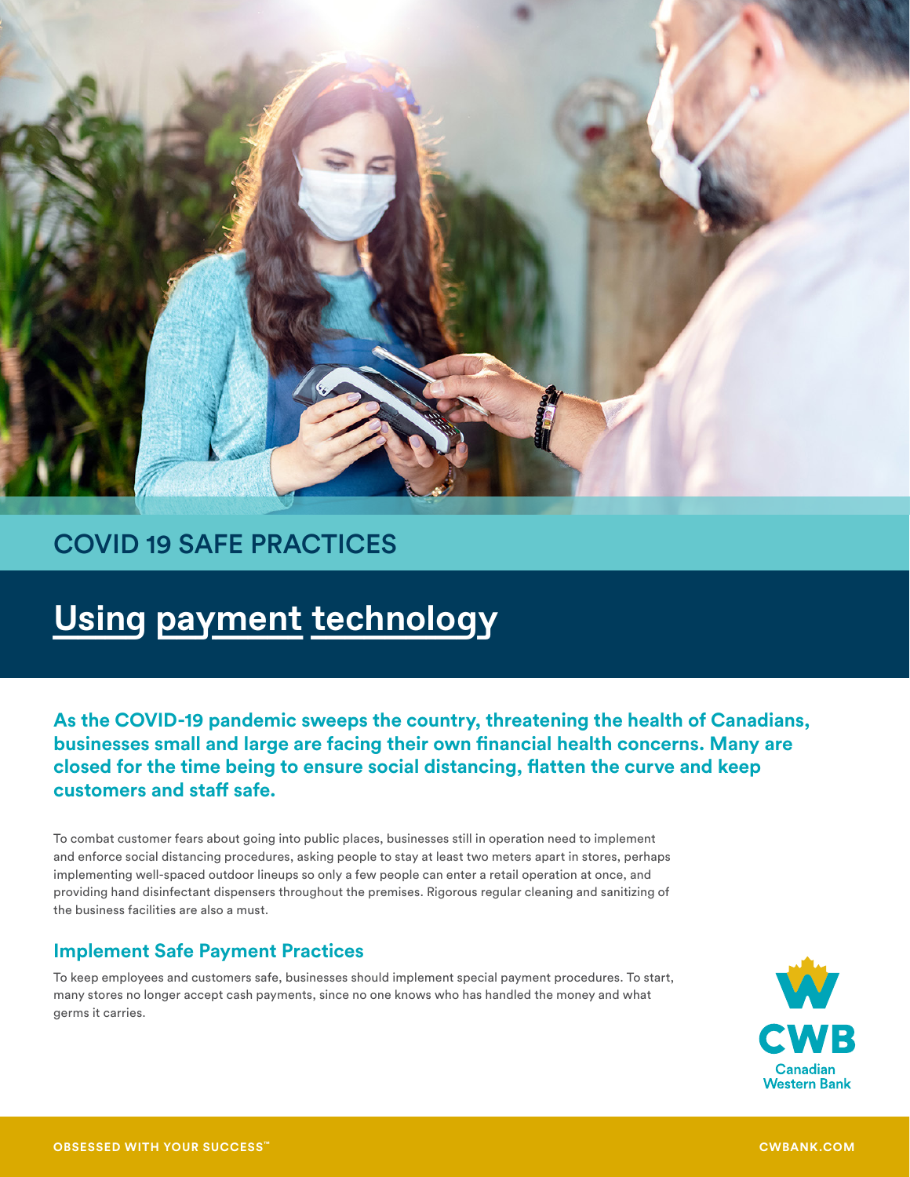COVID 19 SAFE PRACTICES

# Using payment technology

**As the COVID-19 pandemic sweeps the country, threatening the health of Canadians, businesses small and large are facing their own financial health concerns. Many are closed for the time being to ensure social distancing, flatten the curve and keep customers and staff safe.**

To combat customer fears about going into public places, businesses still in operation need to implement and enforce social distancing procedures, asking people to stay at least two meters apart in stores, perhaps implementing well-spaced outdoor lineups so only a few people can enter a retail operation at once, and providing hand disinfectant dispensers throughout the premises. Rigorous regular cleaning and sanitizing of the business facilities are also a must.

## Implement Safe Payment Practices

To keep employees and customers safe, businesses should implement special payment procedures. To start, many stores no longer accept cash payments, since no one knows who has handled the money and what germs it carries.

CWB Canadian Western Bank

OBSESSED WITH YOUR SUCCESS™ CWBANK.COM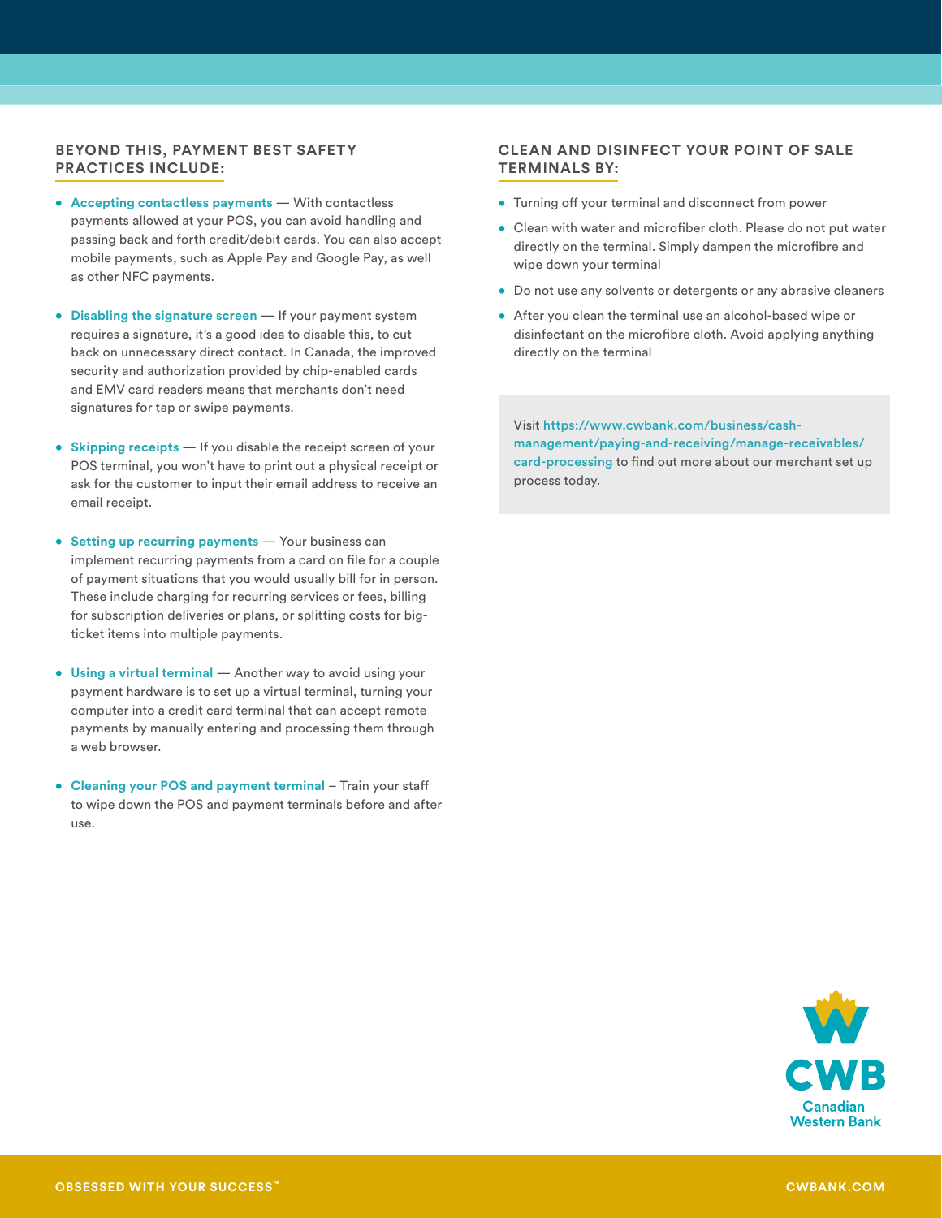## BEYOND THIS, PAYMENT BEST SAFETY PRACTICES INCLUDE:

- **Accepting contactless payments** — With contactless payments allowed at your POS, you can avoid handling and passing back and forth credit/debit cards. You can also accept mobile payments, such as Apple Pay and Google Pay, as well as other NFC payments.

- **Disabling the signature screen** — If your payment system requires a signature, it's a good idea to disable this, to cut back on unnecessary direct contact. In Canada, the improved security and authorization provided by chip-enabled cards and EMV card readers means that merchants don't need signatures for tap or swipe payments.

- **Skipping receipts** — If you disable the receipt screen of your POS terminal, you won't have to print out a physical receipt or ask for the customer to input their email address to receive an email receipt.

- **Setting up recurring payments** — Your business can implement recurring payments from a card on file for a couple of payment situations that you would usually bill for in person. These include charging for recurring services or fees, billing for subscription deliveries or plans, or splitting costs for big-ticket items into multiple payments.

- **Using a virtual terminal** — Another way to avoid using your payment hardware is to set up a virtual terminal, turning your computer into a credit card terminal that can accept remote payments by manually entering and processing them through a web browser.

- **Cleaning your POS and payment terminal** – Train your staff to wipe down the POS and payment terminals before and after use.

## CLEAN AND DISINFECT YOUR POINT OF SALE TERMINALS BY:

- Turning off your terminal and disconnect from power
- Clean with water and microfiber cloth. Please do not put water directly on the terminal. Simply dampen the microfibre and wipe down your terminal
- Do not use any solvents or detergents or any abrasive cleaners
- After you clean the terminal use an alcohol-based wipe or disinfectant on the microfibre cloth. Avoid applying anything directly on the terminal

Visit **https://www.cwbank.com/business/cash-management/paying-and-receiving/manage-receivables/card-processing** to find out more about our merchant set up process today.

CWB Canadian Western Bank

OBSESSED WITH YOUR SUCCESS™

CWBANK.COM